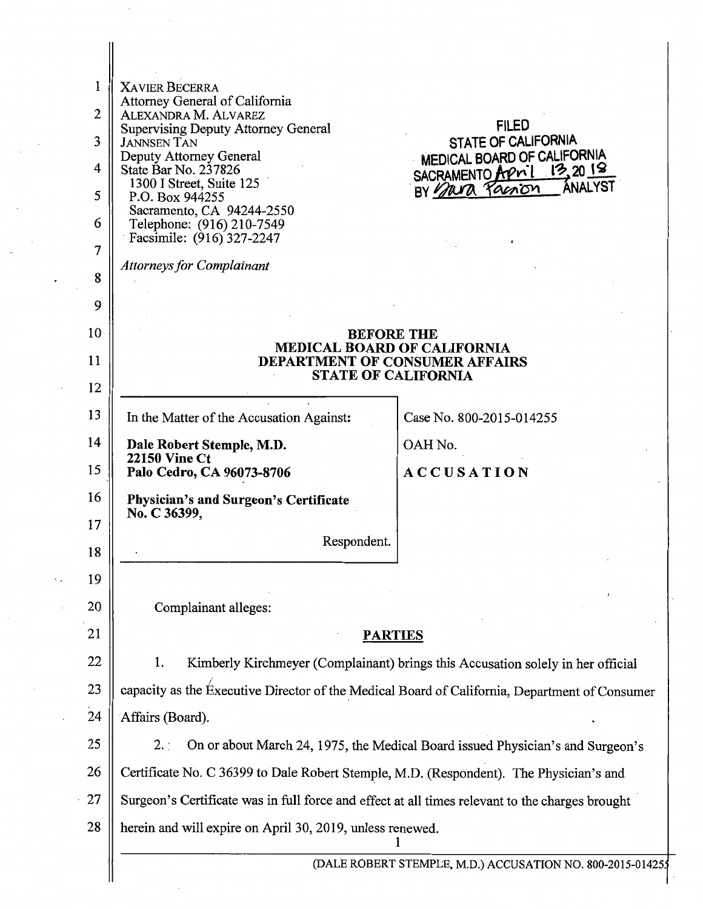XAVIER BECERRA
Attorney General of California
ALEXANDRA M. ALVAREZ
Supervising Deputy Attorney General
JANNSEN TAN
Deputy Attorney General
State Bar No. 237826
1300 I Street, Suite 125
P.O. Box 944255
Sacramento, CA 94244-2550
Telephone: (916) 210-7549
Facsimile: (916) 327-2247

*Attorneys for Complainant*

FILED
STATE OF CALIFORNIA
MEDICAL BOARD OF CALIFORNIA
SACRAMENTO April 13, 2018
BY Dara Facion ANALYST

**BEFORE THE**
**MEDICAL BOARD OF CALIFORNIA**
**DEPARTMENT OF CONSUMER AFFAIRS**
**STATE OF CALIFORNIA**

| | |
|---|---|
| In the Matter of the Accusation Against: | Case No. 800-2015-014255 |
| **Dale Robert Stemple, M.D.**<br>**22150 Vine Ct**<br>**Palo Cedro, CA 96073-8706** | OAH No. |
| **Physician's and Surgeon's Certificate No. C 36399,** | **ACCUSATION** |
| Respondent. | |

Complainant alleges:

## PARTIES

1. Kimberly Kirchmeyer (Complainant) brings this Accusation solely in her official capacity as the Executive Director of the Medical Board of California, Department of Consumer Affairs (Board).

2. On or about March 24, 1975, the Medical Board issued Physician's and Surgeon's Certificate No. C 36399 to Dale Robert Stemple, M.D. (Respondent). The Physician's and Surgeon's Certificate was in full force and effect at all times relevant to the charges brought herein and will expire on April 30, 2019, unless renewed.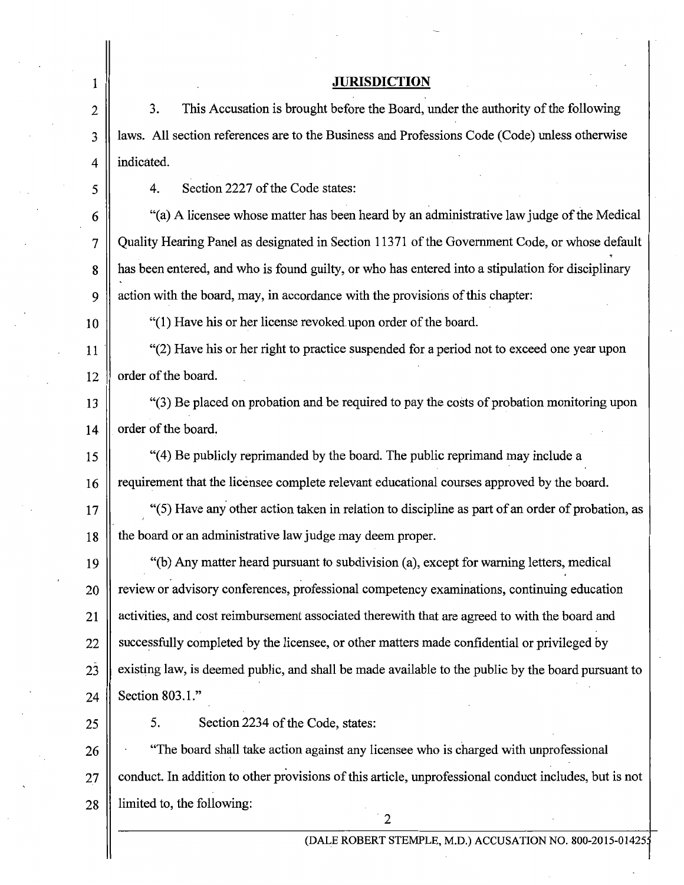## JURISDICTION

3. This Accusation is brought before the Board, under the authority of the following laws. All section references are to the Business and Professions Code (Code) unless otherwise indicated.

4. Section 2227 of the Code states:

"(a) A licensee whose matter has been heard by an administrative law judge of the Medical Quality Hearing Panel as designated in Section 11371 of the Government Code, or whose default has been entered, and who is found guilty, or who has entered into a stipulation for disciplinary action with the board, may, in accordance with the provisions of this chapter:

"(1) Have his or her license revoked upon order of the board.

"(2) Have his or her right to practice suspended for a period not to exceed one year upon order of the board.

"(3) Be placed on probation and be required to pay the costs of probation monitoring upon order of the board.

"(4) Be publicly reprimanded by the board. The public reprimand may include a requirement that the licensee complete relevant educational courses approved by the board.

"(5) Have any other action taken in relation to discipline as part of an order of probation, as the board or an administrative law judge may deem proper.

"(b) Any matter heard pursuant to subdivision (a), except for warning letters, medical review or advisory conferences, professional competency examinations, continuing education activities, and cost reimbursement associated therewith that are agreed to with the board and successfully completed by the licensee, or other matters made confidential or privileged by existing law, is deemed public, and shall be made available to the public by the board pursuant to Section 803.1."

5. Section 2234 of the Code, states:

"The board shall take action against any licensee who is charged with unprofessional conduct. In addition to other provisions of this article, unprofessional conduct includes, but is not limited to, the following: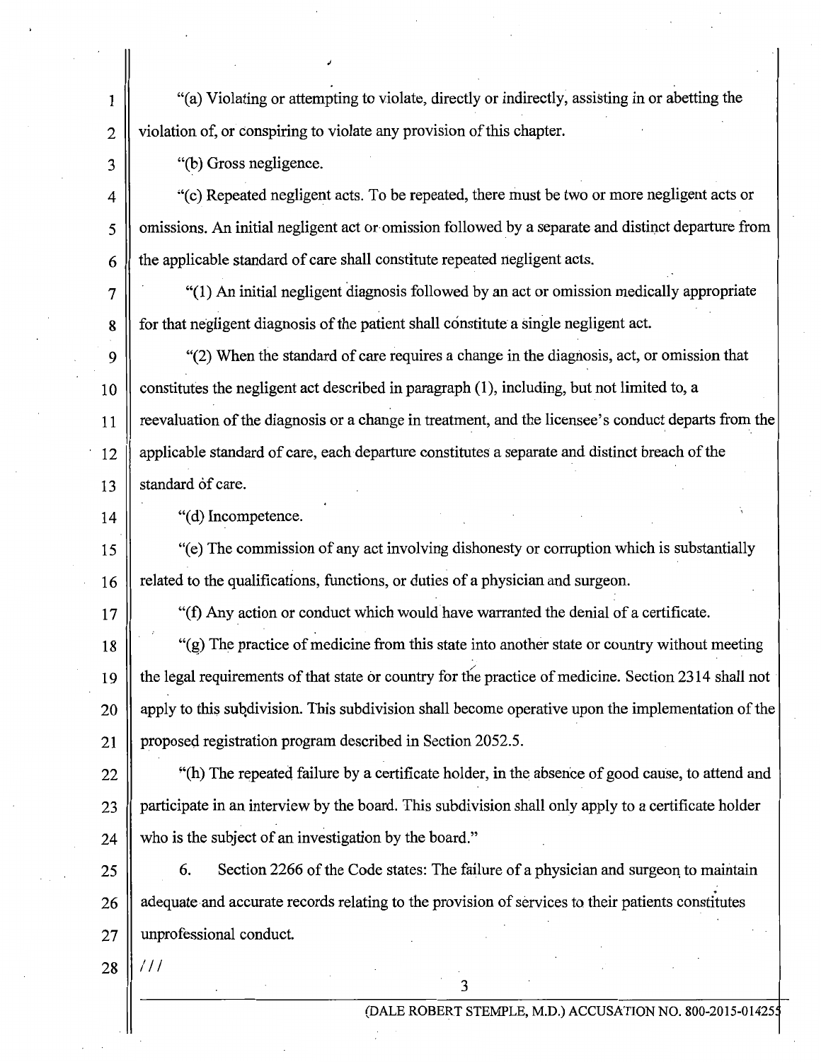"(a) Violating or attempting to violate, directly or indirectly, assisting in or abetting the violation of, or conspiring to violate any provision of this chapter.

"(b) Gross negligence.

"(c) Repeated negligent acts. To be repeated, there must be two or more negligent acts or omissions. An initial negligent act or omission followed by a separate and distinct departure from the applicable standard of care shall constitute repeated negligent acts.

"(1) An initial negligent diagnosis followed by an act or omission medically appropriate for that negligent diagnosis of the patient shall constitute a single negligent act.

"(2) When the standard of care requires a change in the diagnosis, act, or omission that constitutes the negligent act described in paragraph (1), including, but not limited to, a reevaluation of the diagnosis or a change in treatment, and the licensee's conduct departs from the applicable standard of care, each departure constitutes a separate and distinct breach of the standard of care.

"(d) Incompetence.

"(e) The commission of any act involving dishonesty or corruption which is substantially related to the qualifications, functions, or duties of a physician and surgeon.

"(f) Any action or conduct which would have warranted the denial of a certificate.

"(g) The practice of medicine from this state into another state or country without meeting the legal requirements of that state or country for the practice of medicine. Section 2314 shall not apply to this subdivision. This subdivision shall become operative upon the implementation of the proposed registration program described in Section 2052.5.

"(h) The repeated failure by a certificate holder, in the absence of good cause, to attend and participate in an interview by the board. This subdivision shall only apply to a certificate holder who is the subject of an investigation by the board."

6. Section 2266 of the Code states: The failure of a physician and surgeon to maintain adequate and accurate records relating to the provision of services to their patients constitutes unprofessional conduct.

///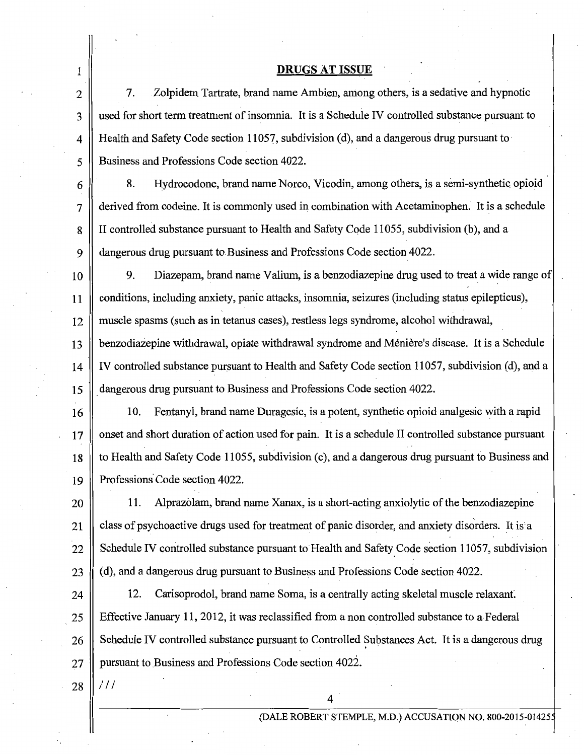## DRUGS AT ISSUE

7. Zolpidem Tartrate, brand name Ambien, among others, is a sedative and hypnotic used for short term treatment of insomnia. It is a Schedule IV controlled substance pursuant to Health and Safety Code section 11057, subdivision (d), and a dangerous drug pursuant to Business and Professions Code section 4022.

8. Hydrocodone, brand name Norco, Vicodin, among others, is a semi-synthetic opioid derived from codeine. It is commonly used in combination with Acetaminophen. It is a schedule II controlled substance pursuant to Health and Safety Code 11055, subdivision (b), and a dangerous drug pursuant to Business and Professions Code section 4022.

9. Diazepam, brand name Valium, is a benzodiazepine drug used to treat a wide range of conditions, including anxiety, panic attacks, insomnia, seizures (including status epilepticus), muscle spasms (such as in tetanus cases), restless legs syndrome, alcohol withdrawal, benzodiazepine withdrawal, opiate withdrawal syndrome and Ménière's disease. It is a Schedule IV controlled substance pursuant to Health and Safety Code section 11057, subdivision (d), and a dangerous drug pursuant to Business and Professions Code section 4022.

10. Fentanyl, brand name Duragesic, is a potent, synthetic opioid analgesic with a rapid onset and short duration of action used for pain. It is a schedule II controlled substance pursuant to Health and Safety Code 11055, subdivision (c), and a dangerous drug pursuant to Business and Professions Code section 4022.

11. Alprazolam, brand name Xanax, is a short-acting anxiolytic of the benzodiazepine class of psychoactive drugs used for treatment of panic disorder, and anxiety disorders. It is a Schedule IV controlled substance pursuant to Health and Safety Code section 11057, subdivision (d), and a dangerous drug pursuant to Business and Professions Code section 4022.

12. Carisoprodol, brand name Soma, is a centrally acting skeletal muscle relaxant. Effective January 11, 2012, it was reclassified from a non controlled substance to a Federal Schedule IV controlled substance pursuant to Controlled Substances Act. It is a dangerous drug pursuant to Business and Professions Code section 4022.

///

(DALE ROBERT STEMPLE, M.D.) ACCUSATION NO. 800-2015-014255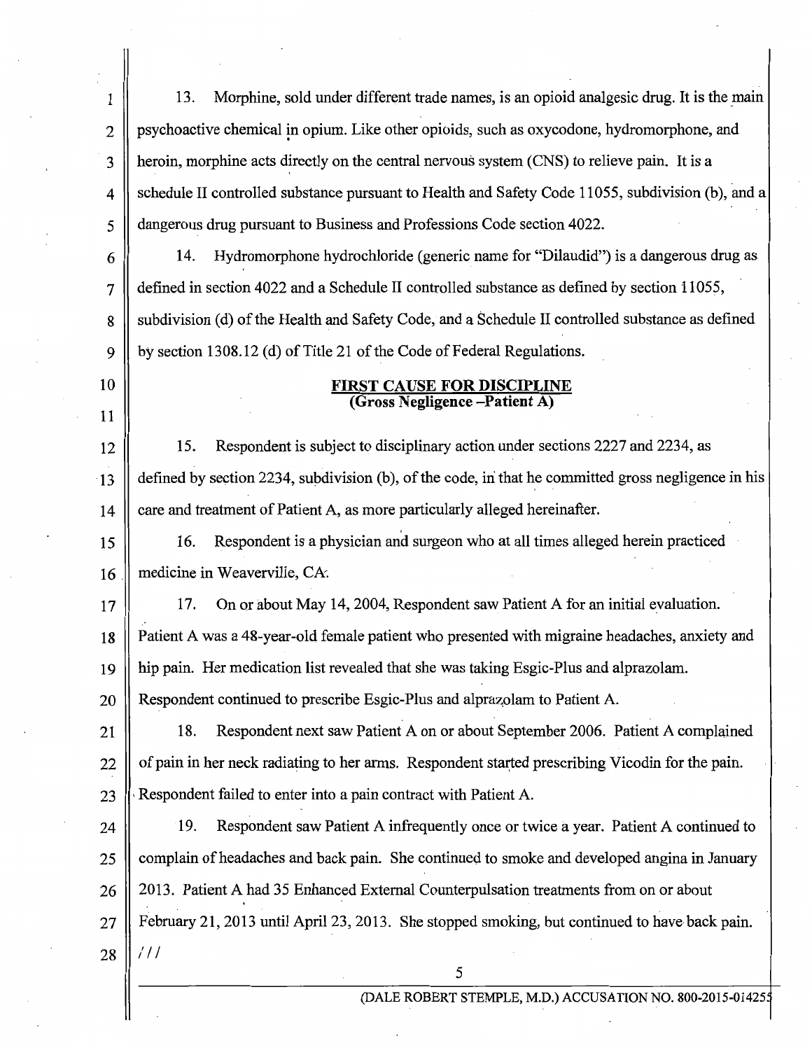13. Morphine, sold under different trade names, is an opioid analgesic drug. It is the main psychoactive chemical in opium. Like other opioids, such as oxycodone, hydromorphone, and heroin, morphine acts directly on the central nervous system (CNS) to relieve pain. It is a schedule II controlled substance pursuant to Health and Safety Code 11055, subdivision (b), and a dangerous drug pursuant to Business and Professions Code section 4022.

14. Hydromorphone hydrochloride (generic name for "Dilaudid") is a dangerous drug as defined in section 4022 and a Schedule II controlled substance as defined by section 11055, subdivision (d) of the Health and Safety Code, and a Schedule II controlled substance as defined by section 1308.12 (d) of Title 21 of the Code of Federal Regulations.

**FIRST CAUSE FOR DISCIPLINE**
**(Gross Negligence –Patient A)**

15. Respondent is subject to disciplinary action under sections 2227 and 2234, as defined by section 2234, subdivision (b), of the code, in that he committed gross negligence in his care and treatment of Patient A, as more particularly alleged hereinafter.

16. Respondent is a physician and surgeon who at all times alleged herein practiced medicine in Weaverville, CA.

17. On or about May 14, 2004, Respondent saw Patient A for an initial evaluation. Patient A was a 48-year-old female patient who presented with migraine headaches, anxiety and hip pain. Her medication list revealed that she was taking Esgic-Plus and alprazolam. Respondent continued to prescribe Esgic-Plus and alprazolam to Patient A.

18. Respondent next saw Patient A on or about September 2006. Patient A complained of pain in her neck radiating to her arms. Respondent started prescribing Vicodin for the pain. Respondent failed to enter into a pain contract with Patient A.

19. Respondent saw Patient A infrequently once or twice a year. Patient A continued to complain of headaches and back pain. She continued to smoke and developed angina in January 2013. Patient A had 35 Enhanced External Counterpulsation treatments from on or about February 21, 2013 until April 23, 2013. She stopped smoking, but continued to have back pain.

///

(DALE ROBERT STEMPLE, M.D.) ACCUSATION NO. 800-2015-014255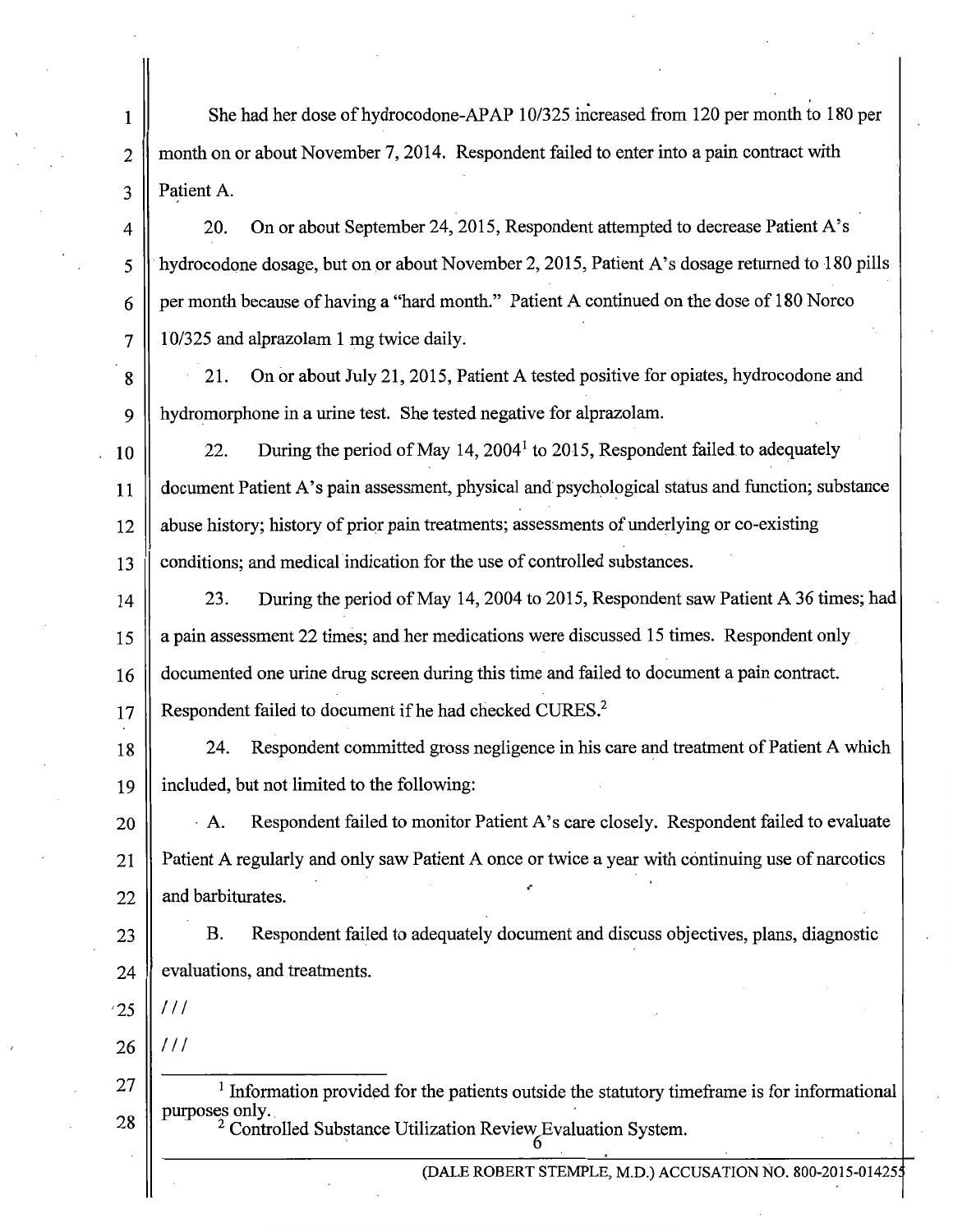She had her dose of hydrocodone-APAP 10/325 increased from 120 per month to 180 per month on or about November 7, 2014. Respondent failed to enter into a pain contract with Patient A.

20. On or about September 24, 2015, Respondent attempted to decrease Patient A's hydrocodone dosage, but on or about November 2, 2015, Patient A's dosage returned to 180 pills per month because of having a "hard month." Patient A continued on the dose of 180 Norco 10/325 and alprazolam 1 mg twice daily.

21. On or about July 21, 2015, Patient A tested positive for opiates, hydrocodone and hydromorphone in a urine test. She tested negative for alprazolam.

22. During the period of May 14, 2004[1] to 2015, Respondent failed to adequately document Patient A's pain assessment, physical and psychological status and function; substance abuse history; history of prior pain treatments; assessments of underlying or co-existing conditions; and medical indication for the use of controlled substances.

23. During the period of May 14, 2004 to 2015, Respondent saw Patient A 36 times; had a pain assessment 22 times; and her medications were discussed 15 times. Respondent only documented one urine drug screen during this time and failed to document a pain contract. Respondent failed to document if he had checked CURES.[2]

24. Respondent committed gross negligence in his care and treatment of Patient A which included, but not limited to the following:

A. Respondent failed to monitor Patient A's care closely. Respondent failed to evaluate Patient A regularly and only saw Patient A once or twice a year with continuing use of narcotics and barbiturates.

B. Respondent failed to adequately document and discuss objectives, plans, diagnostic evaluations, and treatments.

///

///

---

[1] Information provided for the patients outside the statutory timeframe is for informational purposes only.

[2] Controlled Substance Utilization Review Evaluation System.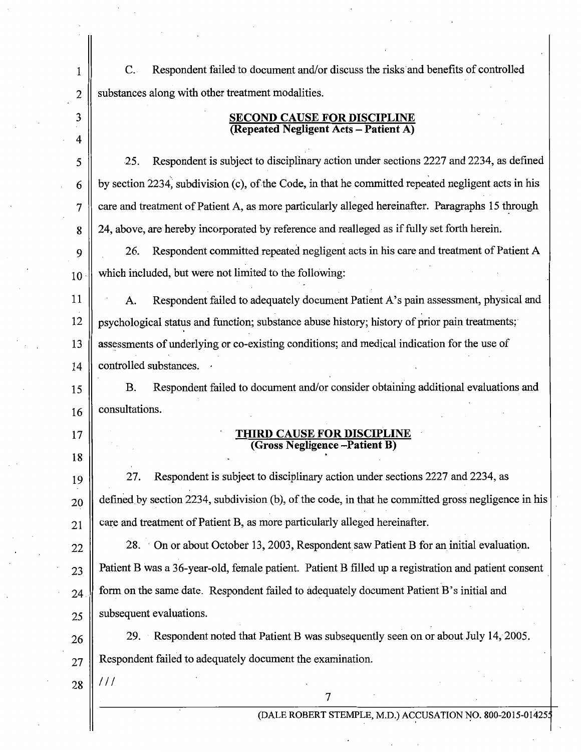C. Respondent failed to document and/or discuss the risks and benefits of controlled substances along with other treatment modalities.

**SECOND CAUSE FOR DISCIPLINE**
**(Repeated Negligent Acts – Patient A)**

25. Respondent is subject to disciplinary action under sections 2227 and 2234, as defined by section 2234, subdivision (c), of the Code, in that he committed repeated negligent acts in his care and treatment of Patient A, as more particularly alleged hereinafter. Paragraphs 15 through 24, above, are hereby incorporated by reference and realleged as if fully set forth herein.

26. Respondent committed repeated negligent acts in his care and treatment of Patient A which included, but were not limited to the following:

A. Respondent failed to adequately document Patient A's pain assessment, physical and psychological status and function; substance abuse history; history of prior pain treatments; assessments of underlying or co-existing conditions; and medical indication for the use of controlled substances.

B. Respondent failed to document and/or consider obtaining additional evaluations and consultations.

**THIRD CAUSE FOR DISCIPLINE**
**(Gross Negligence –Patient B)**

27. Respondent is subject to disciplinary action under sections 2227 and 2234, as defined by section 2234, subdivision (b), of the code, in that he committed gross negligence in his care and treatment of Patient B, as more particularly alleged hereinafter.

28. On or about October 13, 2003, Respondent saw Patient B for an initial evaluation. Patient B was a 36-year-old, female patient. Patient B filled up a registration and patient consent form on the same date. Respondent failed to adequately document Patient B's initial and subsequent evaluations.

29. Respondent noted that Patient B was subsequently seen on or about July 14, 2005. Respondent failed to adequately document the examination.

///

(DALE ROBERT STEMPLE, M.D.) ACCUSATION NO. 800-2015-014255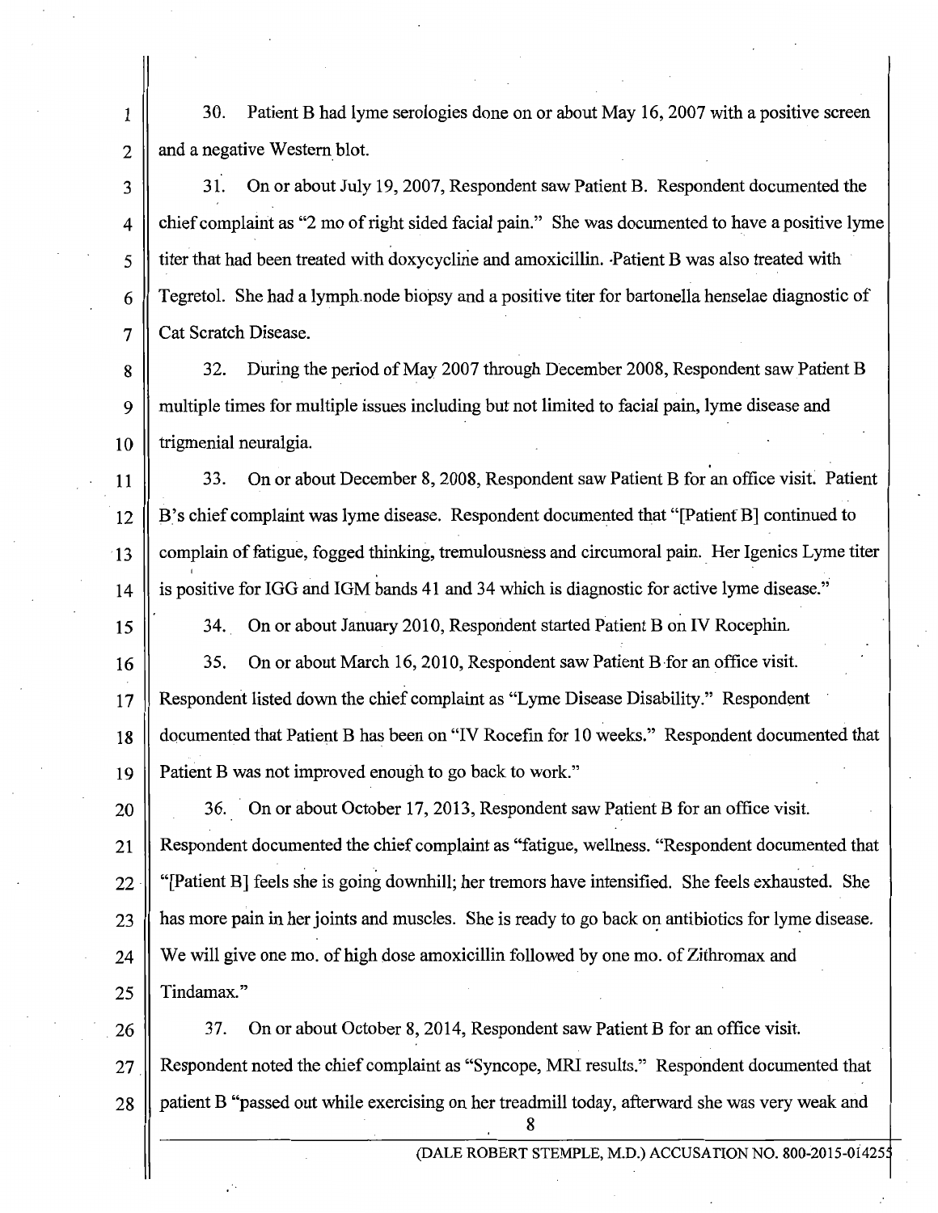30. Patient B had lyme serologies done on or about May 16, 2007 with a positive screen and a negative Western blot.

31. On or about July 19, 2007, Respondent saw Patient B. Respondent documented the chief complaint as "2 mo of right sided facial pain." She was documented to have a positive lyme titer that had been treated with doxycycline and amoxicillin. Patient B was also treated with Tegretol. She had a lymph node biopsy and a positive titer for bartonella henselae diagnostic of Cat Scratch Disease.

32. During the period of May 2007 through December 2008, Respondent saw Patient B multiple times for multiple issues including but not limited to facial pain, lyme disease and trigmenial neuralgia.

33. On or about December 8, 2008, Respondent saw Patient B for an office visit. Patient B's chief complaint was lyme disease. Respondent documented that "[Patient B] continued to complain of fatigue, fogged thinking, tremulousness and circumoral pain. Her Igenics Lyme titer is positive for IGG and IGM bands 41 and 34 which is diagnostic for active lyme disease."

34. On or about January 2010, Respondent started Patient B on IV Rocephin.

35. On or about March 16, 2010, Respondent saw Patient B for an office visit. Respondent listed down the chief complaint as "Lyme Disease Disability." Respondent documented that Patient B has been on "IV Rocefin for 10 weeks." Respondent documented that Patient B was not improved enough to go back to work."

36. On or about October 17, 2013, Respondent saw Patient B for an office visit. Respondent documented the chief complaint as "fatigue, wellness. "Respondent documented that "[Patient B] feels she is going downhill; her tremors have intensified. She feels exhausted. She has more pain in her joints and muscles. She is ready to go back on antibiotics for lyme disease. We will give one mo. of high dose amoxicillin followed by one mo. of Zithromax and Tindamax."

37. On or about October 8, 2014, Respondent saw Patient B for an office visit. Respondent noted the chief complaint as "Syncope, MRI results." Respondent documented that patient B "passed out while exercising on her treadmill today, afterward she was very weak and

(DALE ROBERT STEMPLE, M.D.) ACCUSATION NO. 800-2015-014255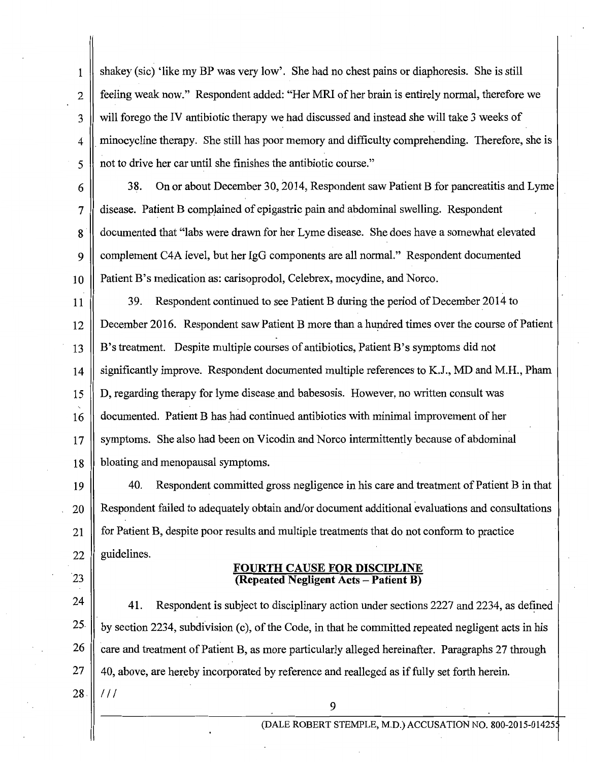shakey (sic) 'like my BP was very low'. She had no chest pains or diaphoresis. She is still feeling weak now." Respondent added: "Her MRI of her brain is entirely normal, therefore we will forego the IV antibiotic therapy we had discussed and instead she will take 3 weeks of minocycline therapy. She still has poor memory and difficulty comprehending. Therefore, she is not to drive her car until she finishes the antibiotic course."

38. On or about December 30, 2014, Respondent saw Patient B for pancreatitis and Lyme disease. Patient B complained of epigastric pain and abdominal swelling. Respondent documented that "labs were drawn for her Lyme disease. She does have a somewhat elevated complement C4A level, but her IgG components are all normal." Respondent documented Patient B's medication as: carisoprodol, Celebrex, mocydine, and Norco.

39. Respondent continued to see Patient B during the period of December 2014 to December 2016. Respondent saw Patient B more than a hundred times over the course of Patient B's treatment. Despite multiple courses of antibiotics, Patient B's symptoms did not significantly improve. Respondent documented multiple references to K.J., MD and M.H., Pham D, regarding therapy for lyme disease and babesosis. However, no written consult was documented. Patient B has had continued antibiotics with minimal improvement of her symptoms. She also had been on Vicodin and Norco intermittently because of abdominal bloating and menopausal symptoms.

40. Respondent committed gross negligence in his care and treatment of Patient B in that Respondent failed to adequately obtain and/or document additional evaluations and consultations for Patient B, despite poor results and multiple treatments that do not conform to practice guidelines.

## FOURTH CAUSE FOR DISCIPLINE
## (Repeated Negligent Acts – Patient B)

41. Respondent is subject to disciplinary action under sections 2227 and 2234, as defined by section 2234, subdivision (c), of the Code, in that he committed repeated negligent acts in his care and treatment of Patient B, as more particularly alleged hereinafter. Paragraphs 27 through 40, above, are hereby incorporated by reference and realleged as if fully set forth herein.

///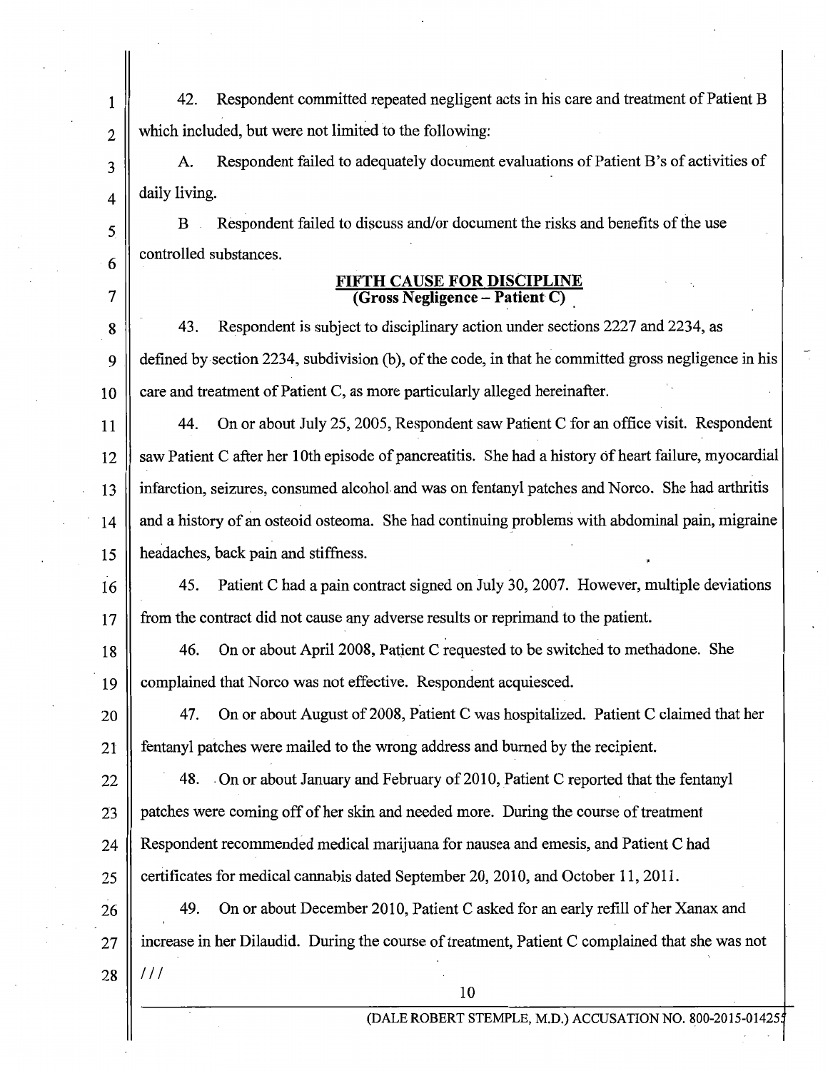42. Respondent committed repeated negligent acts in his care and treatment of Patient B which included, but were not limited to the following:

A. Respondent failed to adequately document evaluations of Patient B's of activities of daily living.

B. Respondent failed to discuss and/or document the risks and benefits of the use controlled substances.

## FIFTH CAUSE FOR DISCIPLINE
## (Gross Negligence – Patient C)

43. Respondent is subject to disciplinary action under sections 2227 and 2234, as defined by section 2234, subdivision (b), of the code, in that he committed gross negligence in his care and treatment of Patient C, as more particularly alleged hereinafter.

44. On or about July 25, 2005, Respondent saw Patient C for an office visit. Respondent saw Patient C after her 10th episode of pancreatitis. She had a history of heart failure, myocardial infarction, seizures, consumed alcohol and was on fentanyl patches and Norco. She had arthritis and a history of an osteoid osteoma. She had continuing problems with abdominal pain, migraine headaches, back pain and stiffness.

45. Patient C had a pain contract signed on July 30, 2007. However, multiple deviations from the contract did not cause any adverse results or reprimand to the patient.

46. On or about April 2008, Patient C requested to be switched to methadone. She complained that Norco was not effective. Respondent acquiesced.

47. On or about August of 2008, Patient C was hospitalized. Patient C claimed that her fentanyl patches were mailed to the wrong address and burned by the recipient.

48. On or about January and February of 2010, Patient C reported that the fentanyl patches were coming off of her skin and needed more. During the course of treatment Respondent recommended medical marijuana for nausea and emesis, and Patient C had certificates for medical cannabis dated September 20, 2010, and October 11, 2011.

49. On or about December 2010, Patient C asked for an early refill of her Xanax and increase in her Dilaudid. During the course of treatment, Patient C complained that she was not

///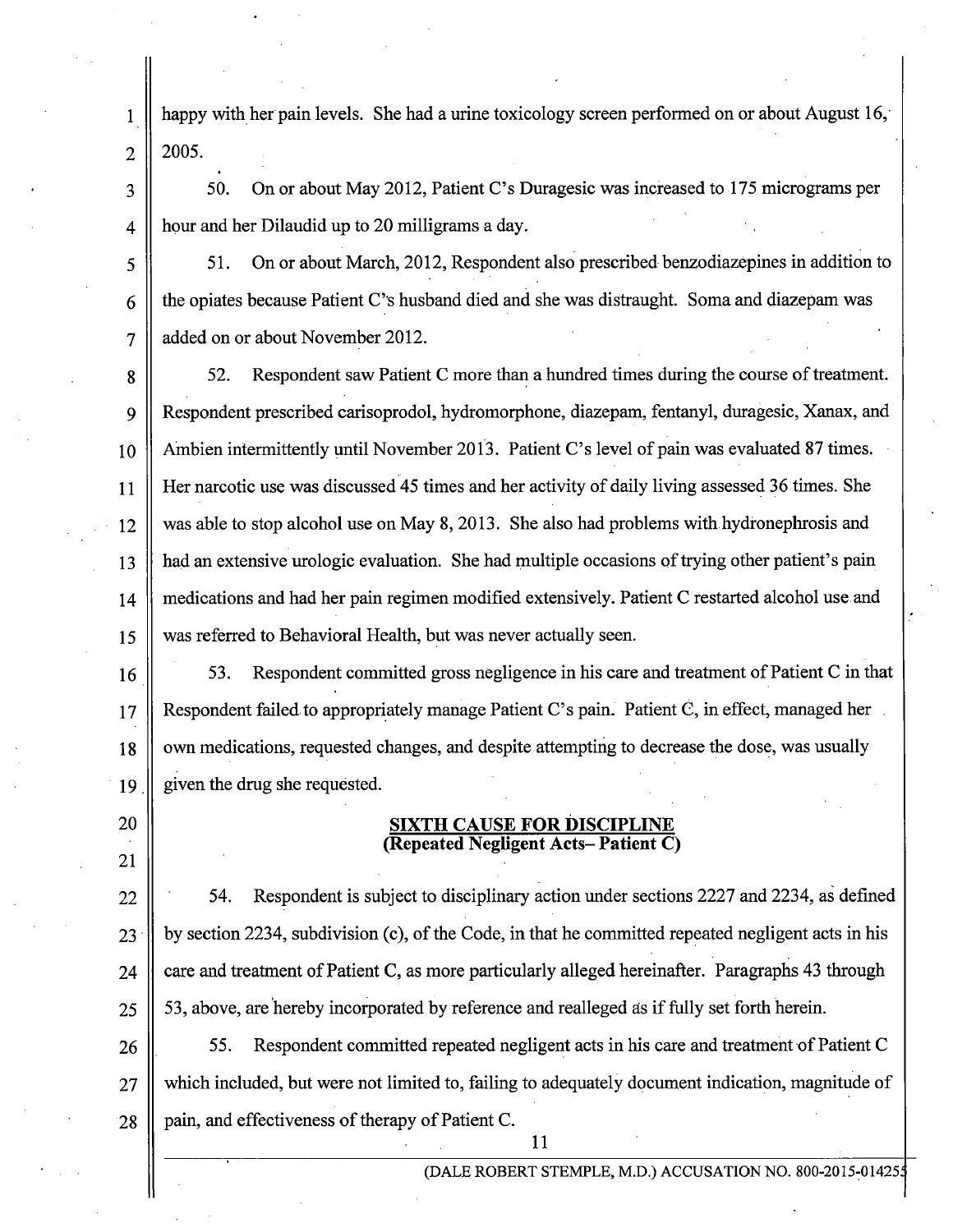happy with her pain levels. She had a urine toxicology screen performed on or about August 16, 2005.

50. On or about May 2012, Patient C's Duragesic was increased to 175 micrograms per hour and her Dilaudid up to 20 milligrams a day.

51. On or about March, 2012, Respondent also prescribed benzodiazepines in addition to the opiates because Patient C's husband died and she was distraught. Soma and diazepam was added on or about November 2012.

52. Respondent saw Patient C more than a hundred times during the course of treatment. Respondent prescribed carisoprodol, hydromorphone, diazepam, fentanyl, duragesic, Xanax, and Ambien intermittently until November 2013. Patient C's level of pain was evaluated 87 times. Her narcotic use was discussed 45 times and her activity of daily living assessed 36 times. She was able to stop alcohol use on May 8, 2013. She also had problems with hydronephrosis and had an extensive urologic evaluation. She had multiple occasions of trying other patient's pain medications and had her pain regimen modified extensively. Patient C restarted alcohol use and was referred to Behavioral Health, but was never actually seen.

53. Respondent committed gross negligence in his care and treatment of Patient C in that Respondent failed to appropriately manage Patient C's pain. Patient C, in effect, managed her own medications, requested changes, and despite attempting to decrease the dose, was usually given the drug she requested.

## SIXTH CAUSE FOR DISCIPLINE
## (Repeated Negligent Acts– Patient C)

54. Respondent is subject to disciplinary action under sections 2227 and 2234, as defined by section 2234, subdivision (c), of the Code, in that he committed repeated negligent acts in his care and treatment of Patient C, as more particularly alleged hereinafter. Paragraphs 43 through 53, above, are hereby incorporated by reference and realleged as if fully set forth herein.

55. Respondent committed repeated negligent acts in his care and treatment of Patient C which included, but were not limited to, failing to adequately document indication, magnitude of pain, and effectiveness of therapy of Patient C.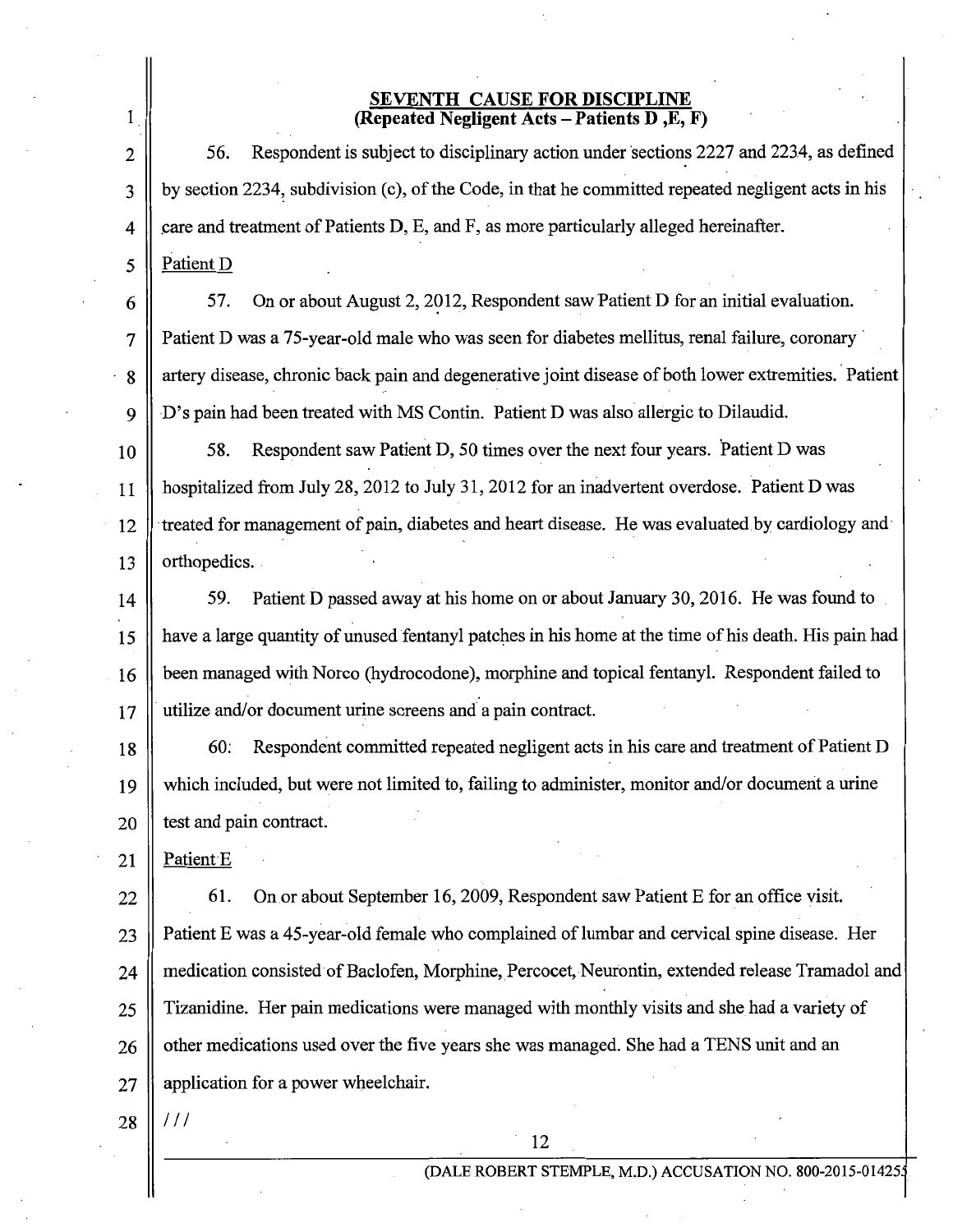## SEVENTH CAUSE FOR DISCIPLINE
**(Repeated Negligent Acts – Patients D ,E, F)**

56. Respondent is subject to disciplinary action under sections 2227 and 2234, as defined by section 2234, subdivision (c), of the Code, in that he committed repeated negligent acts in his care and treatment of Patients D, E, and F, as more particularly alleged hereinafter.

Patient D

57. On or about August 2, 2012, Respondent saw Patient D for an initial evaluation. Patient D was a 75-year-old male who was seen for diabetes mellitus, renal failure, coronary artery disease, chronic back pain and degenerative joint disease of both lower extremities. Patient D's pain had been treated with MS Contin. Patient D was also allergic to Dilaudid.

58. Respondent saw Patient D, 50 times over the next four years. Patient D was hospitalized from July 28, 2012 to July 31, 2012 for an inadvertent overdose. Patient D was treated for management of pain, diabetes and heart disease. He was evaluated by cardiology and orthopedics.

59. Patient D passed away at his home on or about January 30, 2016. He was found to have a large quantity of unused fentanyl patches in his home at the time of his death. His pain had been managed with Norco (hydrocodone), morphine and topical fentanyl. Respondent failed to utilize and/or document urine screens and a pain contract.

60. Respondent committed repeated negligent acts in his care and treatment of Patient D which included, but were not limited to, failing to administer, monitor and/or document a urine test and pain contract.

Patient E

61. On or about September 16, 2009, Respondent saw Patient E for an office visit. Patient E was a 45-year-old female who complained of lumbar and cervical spine disease. Her medication consisted of Baclofen, Morphine, Percocet, Neurontin, extended release Tramadol and Tizanidine. Her pain medications were managed with monthly visits and she had a variety of other medications used over the five years she was managed. She had a TENS unit and an application for a power wheelchair.

///

(DALE ROBERT STEMPLE, M.D.) ACCUSATION NO. 800-2015-014255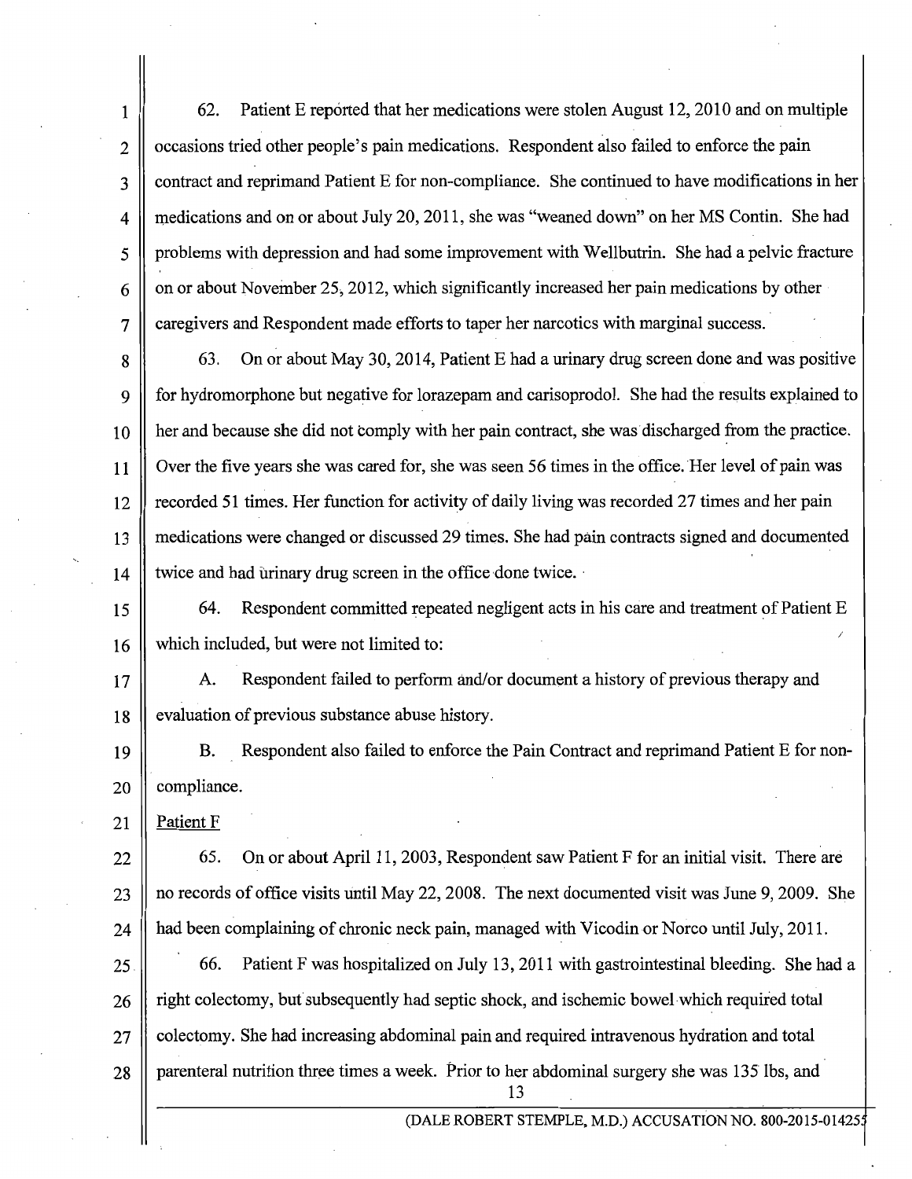62. Patient E reported that her medications were stolen August 12, 2010 and on multiple occasions tried other people's pain medications. Respondent also failed to enforce the pain contract and reprimand Patient E for non-compliance. She continued to have modifications in her medications and on or about July 20, 2011, she was "weaned down" on her MS Contin. She had problems with depression and had some improvement with Wellbutrin. She had a pelvic fracture on or about November 25, 2012, which significantly increased her pain medications by other caregivers and Respondent made efforts to taper her narcotics with marginal success.

63. On or about May 30, 2014, Patient E had a urinary drug screen done and was positive for hydromorphone but negative for lorazepam and carisoprodol. She had the results explained to her and because she did not comply with her pain contract, she was discharged from the practice. Over the five years she was cared for, she was seen 56 times in the office. Her level of pain was recorded 51 times. Her function for activity of daily living was recorded 27 times and her pain medications were changed or discussed 29 times. She had pain contracts signed and documented twice and had urinary drug screen in the office done twice.

64. Respondent committed repeated negligent acts in his care and treatment of Patient E which included, but were not limited to:

A. Respondent failed to perform and/or document a history of previous therapy and evaluation of previous substance abuse history.

B. Respondent also failed to enforce the Pain Contract and reprimand Patient E for non-compliance.

Patient F

65. On or about April 11, 2003, Respondent saw Patient F for an initial visit. There are no records of office visits until May 22, 2008. The next documented visit was June 9, 2009. She had been complaining of chronic neck pain, managed with Vicodin or Norco until July, 2011.

66. Patient F was hospitalized on July 13, 2011 with gastrointestinal bleeding. She had a right colectomy, but subsequently had septic shock, and ischemic bowel which required total colectomy. She had increasing abdominal pain and required intravenous hydration and total parenteral nutrition three times a week. Prior to her abdominal surgery she was 135 lbs, and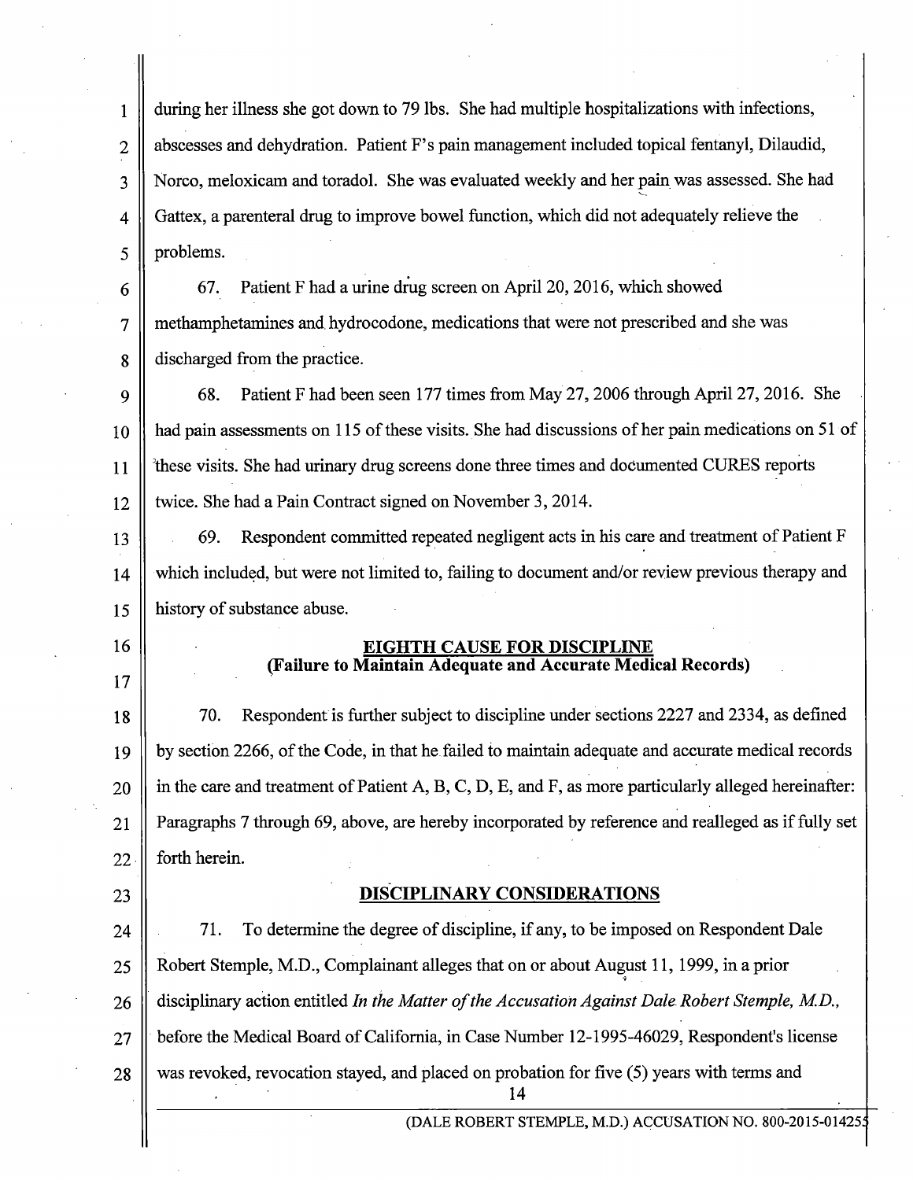during her illness she got down to 79 lbs. She had multiple hospitalizations with infections, abscesses and dehydration. Patient F's pain management included topical fentanyl, Dilaudid, Norco, meloxicam and toradol. She was evaluated weekly and her pain was assessed. She had Gattex, a parenteral drug to improve bowel function, which did not adequately relieve the problems.

67. Patient F had a urine drug screen on April 20, 2016, which showed methamphetamines and hydrocodone, medications that were not prescribed and she was discharged from the practice.

68. Patient F had been seen 177 times from May 27, 2006 through April 27, 2016. She had pain assessments on 115 of these visits. She had discussions of her pain medications on 51 of these visits. She had urinary drug screens done three times and documented CURES reports twice. She had a Pain Contract signed on November 3, 2014.

69. Respondent committed repeated negligent acts in his care and treatment of Patient F which included, but were not limited to, failing to document and/or review previous therapy and history of substance abuse.

## EIGHTH CAUSE FOR DISCIPLINE
## (Failure to Maintain Adequate and Accurate Medical Records)

70. Respondent is further subject to discipline under sections 2227 and 2334, as defined by section 2266, of the Code, in that he failed to maintain adequate and accurate medical records in the care and treatment of Patient A, B, C, D, E, and F, as more particularly alleged hereinafter: Paragraphs 7 through 69, above, are hereby incorporated by reference and realleged as if fully set forth herein.

## DISCIPLINARY CONSIDERATIONS

71. To determine the degree of discipline, if any, to be imposed on Respondent Dale Robert Stemple, M.D., Complainant alleges that on or about August 11, 1999, in a prior disciplinary action entitled *In the Matter of the Accusation Against Dale Robert Stemple, M.D.*, before the Medical Board of California, in Case Number 12-1995-46029, Respondent's license was revoked, revocation stayed, and placed on probation for five (5) years with terms and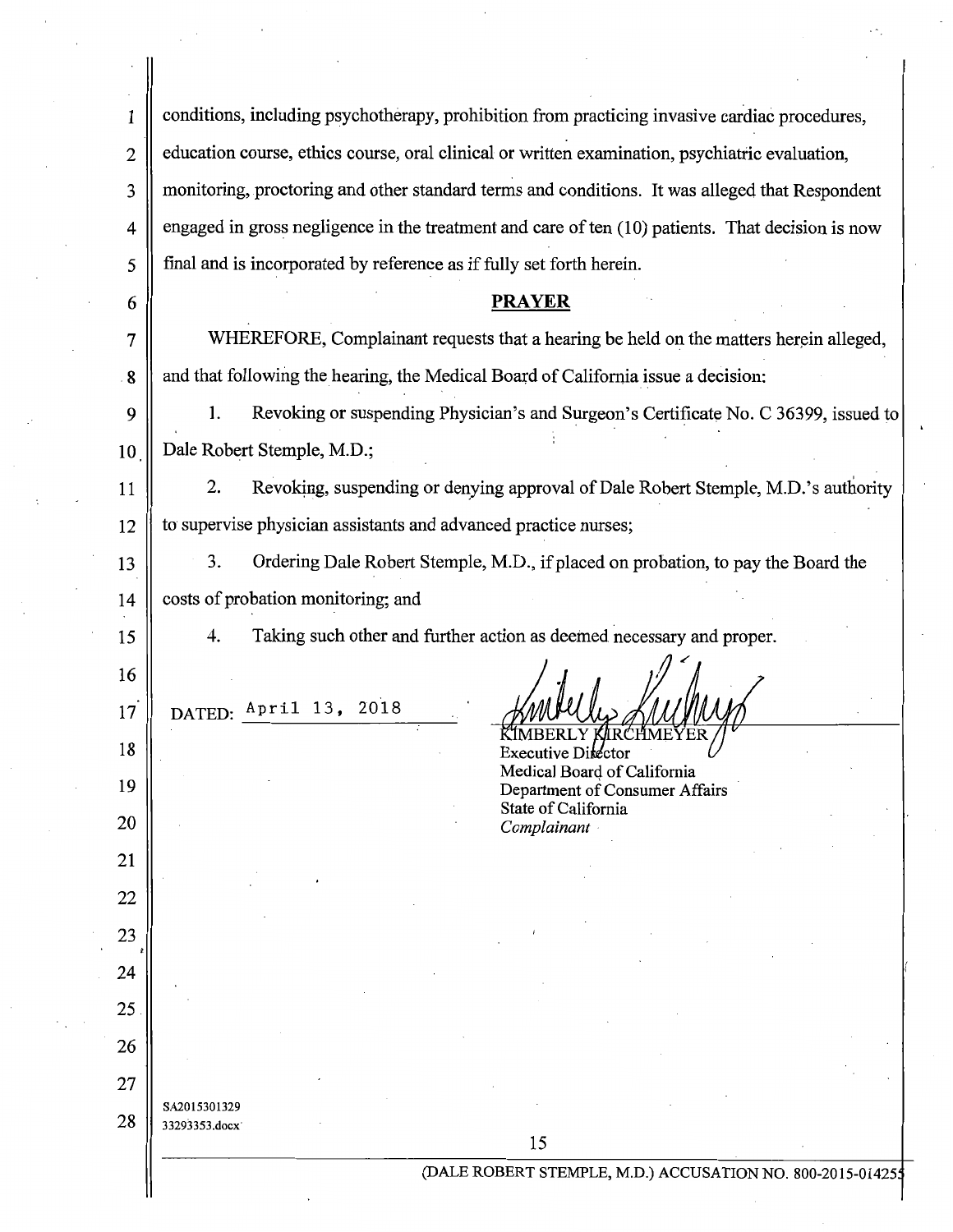conditions, including psychotherapy, prohibition from practicing invasive cardiac procedures, education course, ethics course, oral clinical or written examination, psychiatric evaluation, monitoring, proctoring and other standard terms and conditions. It was alleged that Respondent engaged in gross negligence in the treatment and care of ten (10) patients. That decision is now final and is incorporated by reference as if fully set forth herein.

## PRAYER

WHEREFORE, Complainant requests that a hearing be held on the matters herein alleged, and that following the hearing, the Medical Board of California issue a decision:

1. Revoking or suspending Physician's and Surgeon's Certificate No. C 36399, issued to Dale Robert Stemple, M.D.;

2. Revoking, suspending or denying approval of Dale Robert Stemple, M.D.'s authority to supervise physician assistants and advanced practice nurses;

3. Ordering Dale Robert Stemple, M.D., if placed on probation, to pay the Board the costs of probation monitoring; and

4. Taking such other and further action as deemed necessary and proper.

DATED: April 13, 2018

KIMBERLY KIRCHMEYER
Executive Director
Medical Board of California
Department of Consumer Affairs
State of California
*Complainant*

SA2015301329
33293353.docx

(DALE ROBERT STEMPLE, M.D.) ACCUSATION NO. 800-2015-014255